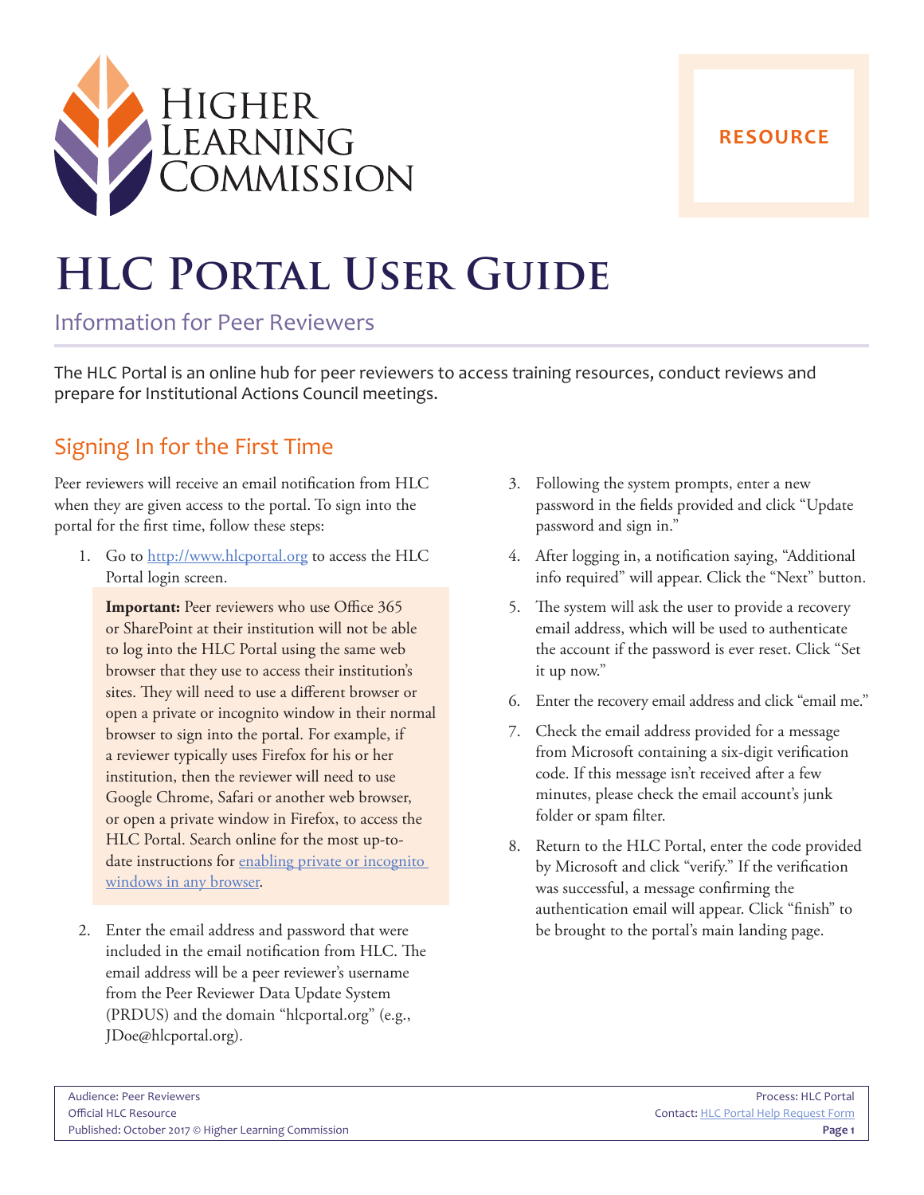RESOURCE

# HLC Portal User Guide

Information for Peer Reviewers

The HLC Portal is an online hub for peer reviewers to access training resources, conduct reviews and prepare for Institutional Actions Council meetings.

## Signing In for the First Time

Peer reviewers will receive an email notification from HLC when they are given access to the portal. To sign into the portal for the first time, follow these steps:

1. Go to [http://www.hlcportal.org](http://www.hlcportal.org) to access the HLC Portal login screen.

   **Important:** Peer reviewers who use Office 365 or SharePoint at their institution will not be able to log into the HLC Portal using the same web browser that they use to access their institution's sites. They will need to use a different browser or open a private or incognito window in their normal browser to sign into the portal. For example, if a reviewer typically uses Firefox for his or her institution, then the reviewer will need to use Google Chrome, Safari or another web browser, or open a private window in Firefox, to access the HLC Portal. Search online for the most up-to-date instructions for enabling private or incognito windows in any browser.

2. Enter the email address and password that were included in the email notification from HLC. The email address will be a peer reviewer's username from the Peer Reviewer Data Update System (PRDUS) and the domain "hlcportal.org" (e.g., JDoe@hlcportal.org).
3. Following the system prompts, enter a new password in the fields provided and click "Update password and sign in."
4. After logging in, a notification saying, "Additional info required" will appear. Click the "Next" button.
5. The system will ask the user to provide a recovery email address, which will be used to authenticate the account if the password is ever reset. Click "Set it up now."
6. Enter the recovery email address and click "email me."
7. Check the email address provided for a message from Microsoft containing a six-digit verification code. If this message isn't received after a few minutes, please check the email account's junk folder or spam filter.
8. Return to the HLC Portal, enter the code provided by Microsoft and click "verify." If the verification was successful, a message confirming the authentication email will appear. Click "finish" to be brought to the portal's main landing page.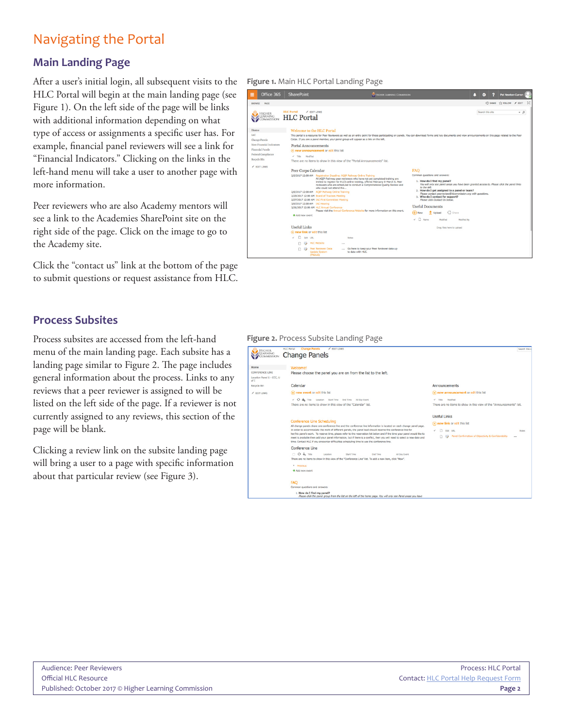# Navigating the Portal

## Main Landing Page

After a user's initial login, all subsequent visits to the HLC Portal will begin at the main landing page (see Figure 1). On the left side of the page will be links with additional information depending on what type of access or assignments a specific user has. For example, financial panel reviewers will see a link for "Financial Indicators." Clicking on the links in the left-hand menu will take a user to another page with more information.

Peer reviewers who are also Academy mentors will see a link to the Academies SharePoint site on the right side of the page. Click on the image to go to the Academy site.

Click the "contact us" link at the bottom of the page to submit questions or request assistance from HLC.

**Figure 1.** Main HLC Portal Landing Page

## Process Subsites

Process subsites are accessed from the left-hand menu of the main landing page. Each subsite has a landing page similar to Figure 2. The page includes general information about the process. Links to any reviews that a peer reviewer is assigned to will be listed on the left side of the page. If a reviewer is not currently assigned to any reviews, this section of the page will be blank.

Clicking a review link on the subsite landing page will bring a user to a page with specific information about that particular review (see Figure 3).

**Figure 2.** Process Subsite Landing Page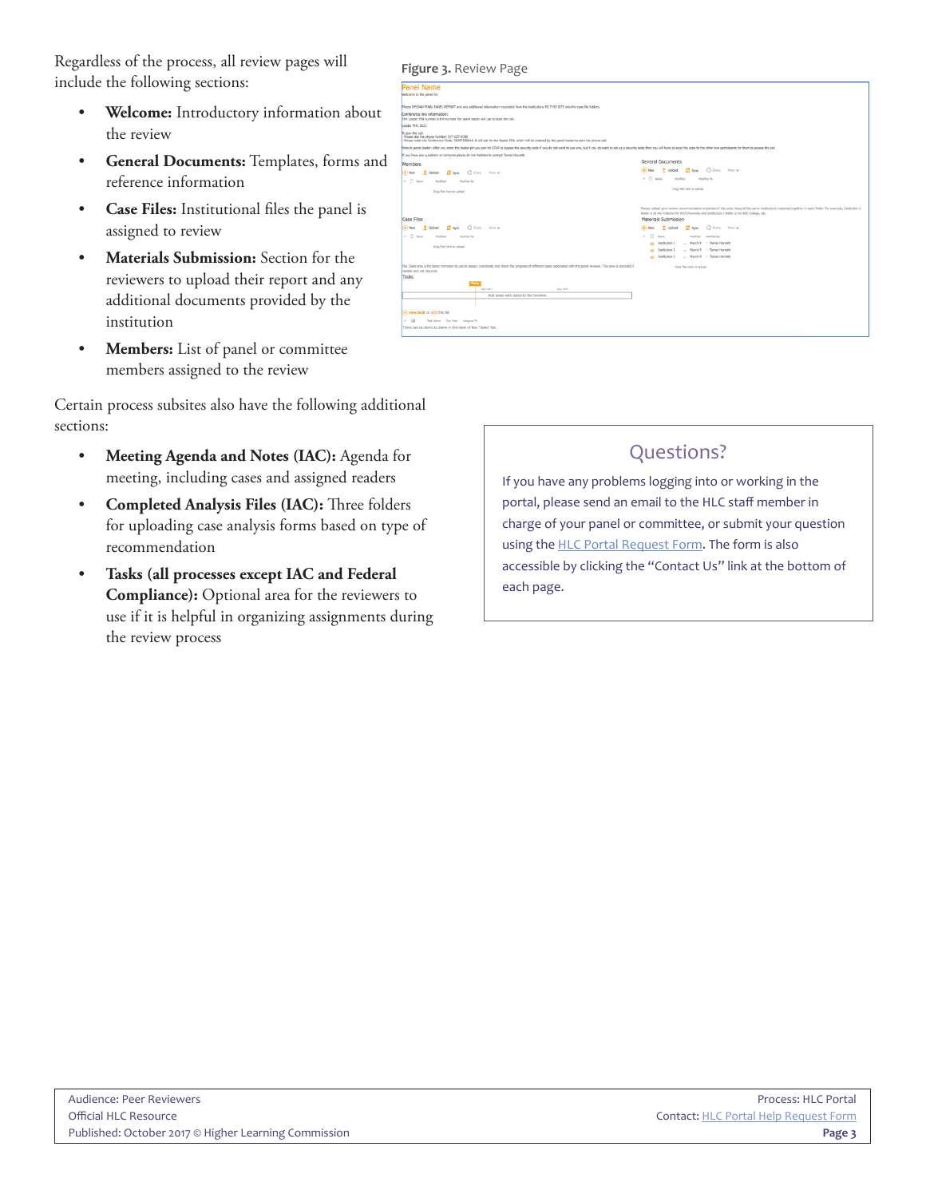Regardless of the process, all review pages will include the following sections:

- **Welcome:** Introductory information about the review
- **General Documents:** Templates, forms and reference information
- **Case Files:** Institutional files the panel is assigned to review
- **Materials Submission:** Section for the reviewers to upload their report and any additional documents provided by the institution
- **Members:** List of panel or committee members assigned to the review

Certain process subsites also have the following additional sections:

- **Meeting Agenda and Notes (IAC):** Agenda for meeting, including cases and assigned readers
- **Completed Analysis Files (IAC):** Three folders for uploading case analysis forms based on type of recommendation
- **Tasks (all processes except IAC and Federal Compliance):** Optional area for the reviewers to use if it is helpful in organizing assignments during the review process

**Figure 3.** Review Page

## Questions?

If you have any problems logging into or working in the portal, please send an email to the HLC staff member in charge of your panel or committee, or submit your question using the HLC Portal Request Form. The form is also accessible by clicking the "Contact Us" link at the bottom of each page.